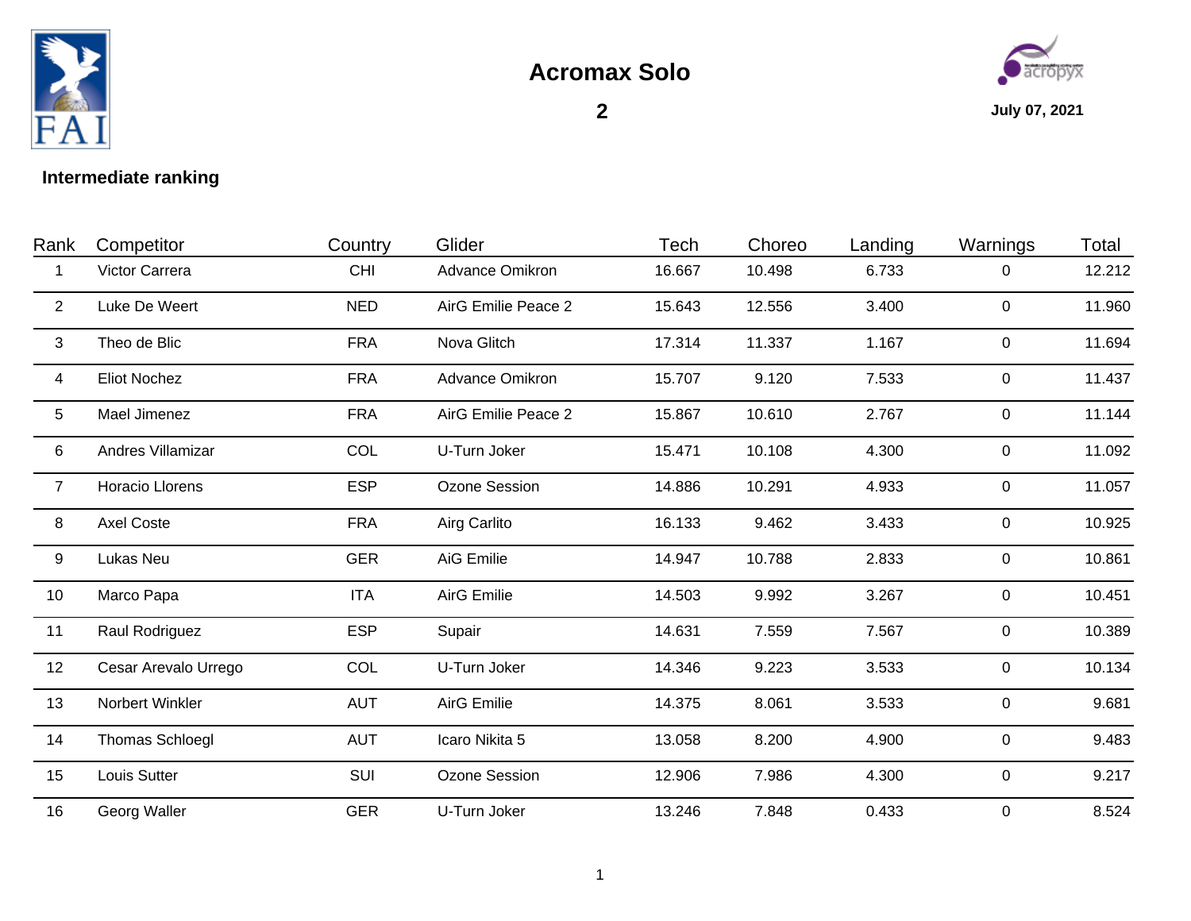# Acromax Solo

## 2

July 07, 2021

**Intermediate ranking**

| Rank | Competitor | Country | Glider | Tech | Choreo | Landing | Warnings | Total |
|---|---|---|---|---|---|---|---|---|
| 1 | Victor Carrera | CHI | Advance Omikron | 16.667 | 10.498 | 6.733 | 0 | 12.212 |
| 2 | Luke De Weert | NED | AirG Emilie Peace 2 | 15.643 | 12.556 | 3.400 | 0 | 11.960 |
| 3 | Theo de Blic | FRA | Nova Glitch | 17.314 | 11.337 | 1.167 | 0 | 11.694 |
| 4 | Eliot Nochez | FRA | Advance Omikron | 15.707 | 9.120 | 7.533 | 0 | 11.437 |
| 5 | Mael Jimenez | FRA | AirG Emilie Peace 2 | 15.867 | 10.610 | 2.767 | 0 | 11.144 |
| 6 | Andres Villamizar | COL | U-Turn Joker | 15.471 | 10.108 | 4.300 | 0 | 11.092 |
| 7 | Horacio Llorens | ESP | Ozone Session | 14.886 | 10.291 | 4.933 | 0 | 11.057 |
| 8 | Axel Coste | FRA | Airg Carlito | 16.133 | 9.462 | 3.433 | 0 | 10.925 |
| 9 | Lukas Neu | GER | AiG Emilie | 14.947 | 10.788 | 2.833 | 0 | 10.861 |
| 10 | Marco Papa | ITA | AirG Emilie | 14.503 | 9.992 | 3.267 | 0 | 10.451 |
| 11 | Raul Rodriguez | ESP | Supair | 14.631 | 7.559 | 7.567 | 0 | 10.389 |
| 12 | Cesar Arevalo Urrego | COL | U-Turn Joker | 14.346 | 9.223 | 3.533 | 0 | 10.134 |
| 13 | Norbert Winkler | AUT | AirG Emilie | 14.375 | 8.061 | 3.533 | 0 | 9.681 |
| 14 | Thomas Schloegl | AUT | Icaro Nikita 5 | 13.058 | 8.200 | 4.900 | 0 | 9.483 |
| 15 | Louis Sutter | SUI | Ozone Session | 12.906 | 7.986 | 4.300 | 0 | 9.217 |
| 16 | Georg Waller | GER | U-Turn Joker | 13.246 | 7.848 | 0.433 | 0 | 8.524 |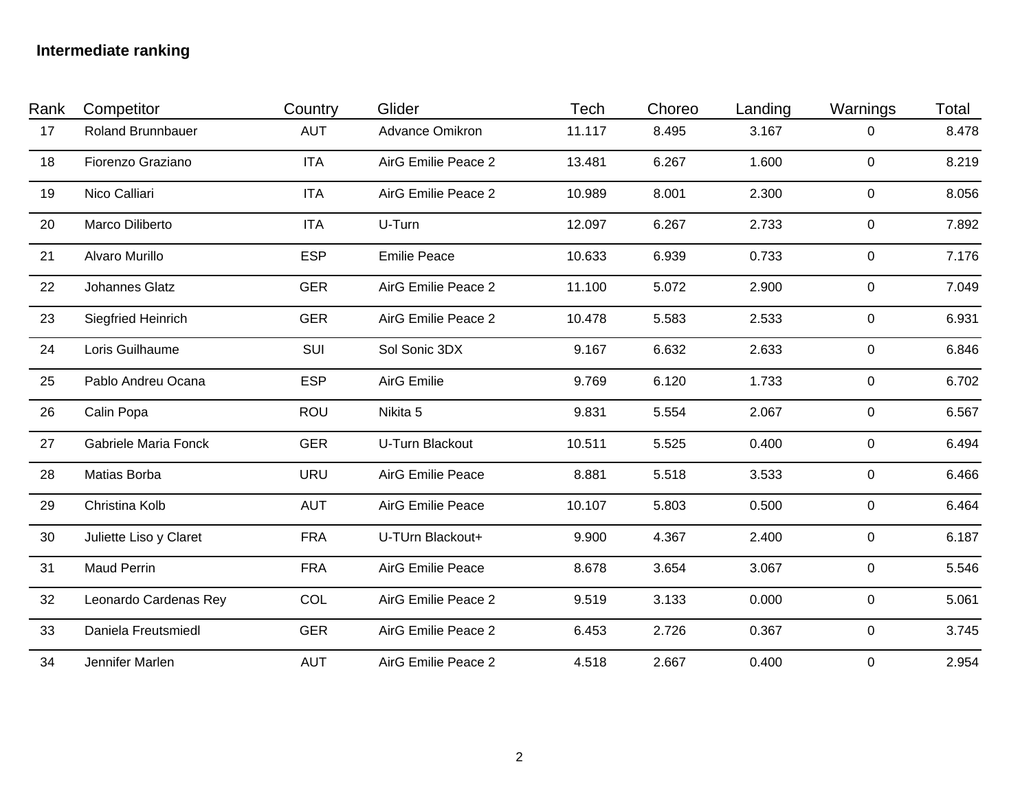**Intermediate ranking**

| Rank | Competitor | Country | Glider | Tech | Choreo | Landing | Warnings | Total |
|---|---|---|---|---|---|---|---|---|
| 17 | Roland Brunnbauer | AUT | Advance Omikron | 11.117 | 8.495 | 3.167 | 0 | 8.478 |
| 18 | Fiorenzo Graziano | ITA | AirG Emilie Peace 2 | 13.481 | 6.267 | 1.600 | 0 | 8.219 |
| 19 | Nico Calliari | ITA | AirG Emilie Peace 2 | 10.989 | 8.001 | 2.300 | 0 | 8.056 |
| 20 | Marco Diliberto | ITA | U-Turn | 12.097 | 6.267 | 2.733 | 0 | 7.892 |
| 21 | Alvaro Murillo | ESP | Emilie Peace | 10.633 | 6.939 | 0.733 | 0 | 7.176 |
| 22 | Johannes Glatz | GER | AirG Emilie Peace 2 | 11.100 | 5.072 | 2.900 | 0 | 7.049 |
| 23 | Siegfried Heinrich | GER | AirG Emilie Peace 2 | 10.478 | 5.583 | 2.533 | 0 | 6.931 |
| 24 | Loris Guilhaume | SUI | Sol Sonic 3DX | 9.167 | 6.632 | 2.633 | 0 | 6.846 |
| 25 | Pablo Andreu Ocana | ESP | AirG Emilie | 9.769 | 6.120 | 1.733 | 0 | 6.702 |
| 26 | Calin Popa | ROU | Nikita 5 | 9.831 | 5.554 | 2.067 | 0 | 6.567 |
| 27 | Gabriele Maria Fonck | GER | U-Turn Blackout | 10.511 | 5.525 | 0.400 | 0 | 6.494 |
| 28 | Matias Borba | URU | AirG Emilie Peace | 8.881 | 5.518 | 3.533 | 0 | 6.466 |
| 29 | Christina Kolb | AUT | AirG Emilie Peace | 10.107 | 5.803 | 0.500 | 0 | 6.464 |
| 30 | Juliette Liso y Claret | FRA | U-TUrn Blackout+ | 9.900 | 4.367 | 2.400 | 0 | 6.187 |
| 31 | Maud Perrin | FRA | AirG Emilie Peace | 8.678 | 3.654 | 3.067 | 0 | 5.546 |
| 32 | Leonardo Cardenas Rey | COL | AirG Emilie Peace 2 | 9.519 | 3.133 | 0.000 | 0 | 5.061 |
| 33 | Daniela Freutsmiedl | GER | AirG Emilie Peace 2 | 6.453 | 2.726 | 0.367 | 0 | 3.745 |
| 34 | Jennifer Marlen | AUT | AirG Emilie Peace 2 | 4.518 | 2.667 | 0.400 | 0 | 2.954 |